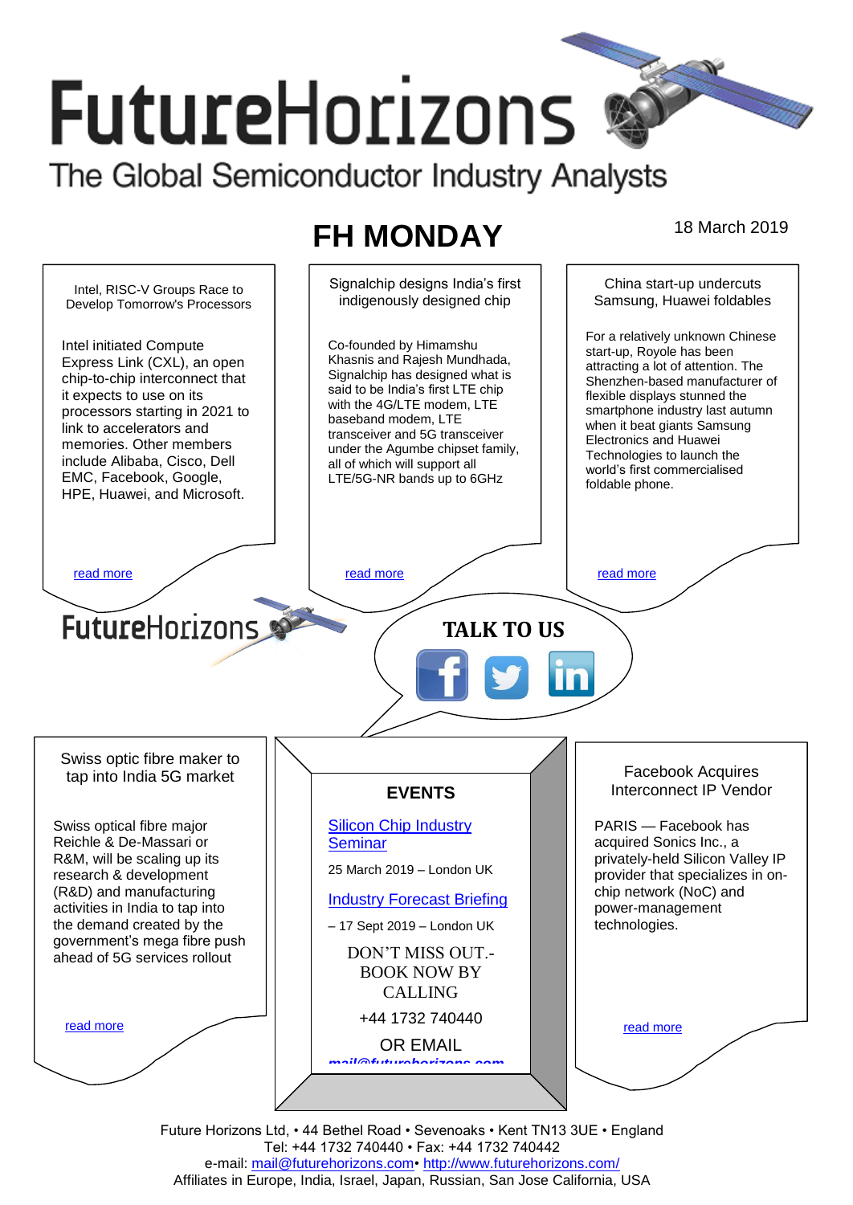# FutureHorizons

The Global Semiconductor Industry Analysts

# FH MONDAY

18 March 2019

## Intel, RISC-V Groups Race to Develop Tomorrow's Processors

Intel initiated Compute Express Link (CXL), an open chip-to-chip interconnect that it expects to use on its processors starting in 2021 to link to accelerators and memories. Other members include Alibaba, Cisco, Dell EMC, Facebook, Google, HPE, Huawei, and Microsoft.

read more

## Signalchip designs India's first indigenously designed chip

Co-founded by Himamshu Khasnis and Rajesh Mundhada, Signalchip has designed what is said to be India's first LTE chip with the 4G/LTE modem, LTE baseband modem, LTE transceiver and 5G transceiver under the Agumbe chipset family, all of which will support all LTE/5G-NR bands up to 6GHz

read more

## China start-up undercuts Samsung, Huawei foldables

For a relatively unknown Chinese start-up, Royole has been attracting a lot of attention. The Shenzhen-based manufacturer of flexible displays stunned the smartphone industry last autumn when it beat giants Samsung Electronics and Huawei Technologies to launch the world's first commercialised foldable phone.

read more

FutureHorizons

**TALK TO US**

## Swiss optic fibre maker to tap into India 5G market

Swiss optical fibre major Reichle & De-Massari or R&M, will be scaling up its research & development (R&D) and manufacturing activities in India to tap into the demand created by the government's mega fibre push ahead of 5G services rollout

read more

## EVENTS

Silicon Chip Industry Seminar

25 March 2019 – London UK

Industry Forecast Briefing

– 17 Sept 2019 – London UK

DON'T MISS OUT.- BOOK NOW BY CALLING

+44 1732 740440

OR EMAIL

mail@futurehorizons.com

## Facebook Acquires Interconnect IP Vendor

PARIS — Facebook has acquired Sonics Inc., a privately-held Silicon Valley IP provider that specializes in on-chip network (NoC) and power-management technologies.

read more

Future Horizons Ltd, • 44 Bethel Road • Sevenoaks • Kent TN13 3UE • England
Tel: +44 1732 740440 • Fax: +44 1732 740442
e-mail: mail@futurehorizons.com• http://www.futurehorizons.com/
Affiliates in Europe, India, Israel, Japan, Russian, San Jose California, USA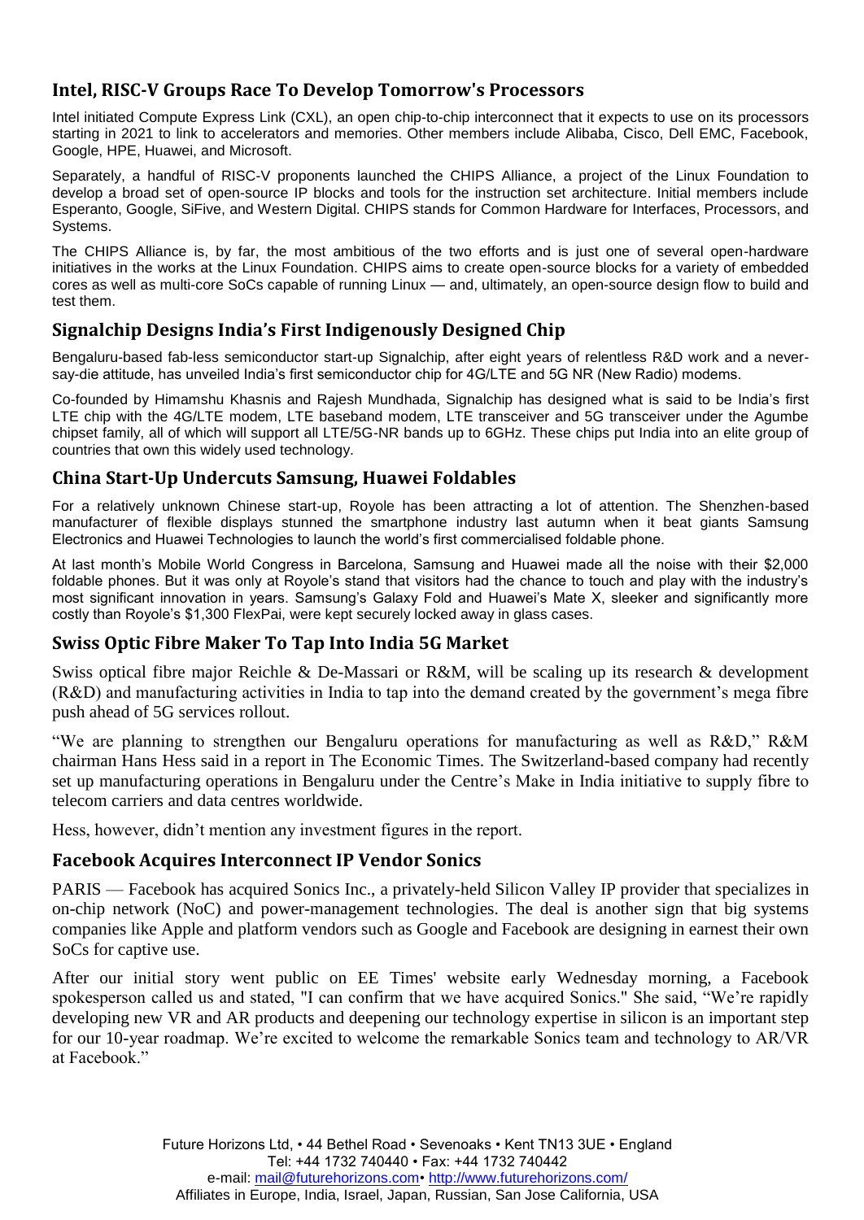## Intel, RISC-V Groups Race To Develop Tomorrow's Processors

Intel initiated Compute Express Link (CXL), an open chip-to-chip interconnect that it expects to use on its processors starting in 2021 to link to accelerators and memories. Other members include Alibaba, Cisco, Dell EMC, Facebook, Google, HPE, Huawei, and Microsoft.

Separately, a handful of RISC-V proponents launched the CHIPS Alliance, a project of the Linux Foundation to develop a broad set of open-source IP blocks and tools for the instruction set architecture. Initial members include Esperanto, Google, SiFive, and Western Digital. CHIPS stands for Common Hardware for Interfaces, Processors, and Systems.

The CHIPS Alliance is, by far, the most ambitious of the two efforts and is just one of several open-hardware initiatives in the works at the Linux Foundation. CHIPS aims to create open-source blocks for a variety of embedded cores as well as multi-core SoCs capable of running Linux — and, ultimately, an open-source design flow to build and test them.

## Signalchip Designs India's First Indigenously Designed Chip

Bengaluru-based fab-less semiconductor start-up Signalchip, after eight years of relentless R&D work and a never-say-die attitude, has unveiled India's first semiconductor chip for 4G/LTE and 5G NR (New Radio) modems.

Co-founded by Himamshu Khasnis and Rajesh Mundhada, Signalchip has designed what is said to be India's first LTE chip with the 4G/LTE modem, LTE baseband modem, LTE transceiver and 5G transceiver under the Agumbe chipset family, all of which will support all LTE/5G-NR bands up to 6GHz. These chips put India into an elite group of countries that own this widely used technology.

## China Start-Up Undercuts Samsung, Huawei Foldables

For a relatively unknown Chinese start-up, Royole has been attracting a lot of attention. The Shenzhen-based manufacturer of flexible displays stunned the smartphone industry last autumn when it beat giants Samsung Electronics and Huawei Technologies to launch the world's first commercialised foldable phone.

At last month's Mobile World Congress in Barcelona, Samsung and Huawei made all the noise with their $2,000 foldable phones. But it was only at Royole's stand that visitors had the chance to touch and play with the industry's most significant innovation in years. Samsung's Galaxy Fold and Huawei's Mate X, sleeker and significantly more costly than Royole's $1,300 FlexPai, were kept securely locked away in glass cases.

## Swiss Optic Fibre Maker To Tap Into India 5G Market

Swiss optical fibre major Reichle & De-Massari or R&M, will be scaling up its research & development (R&D) and manufacturing activities in India to tap into the demand created by the government's mega fibre push ahead of 5G services rollout.

"We are planning to strengthen our Bengaluru operations for manufacturing as well as R&D," R&M chairman Hans Hess said in a report in The Economic Times. The Switzerland-based company had recently set up manufacturing operations in Bengaluru under the Centre's Make in India initiative to supply fibre to telecom carriers and data centres worldwide.

Hess, however, didn't mention any investment figures in the report.

## Facebook Acquires Interconnect IP Vendor Sonics

PARIS — Facebook has acquired Sonics Inc., a privately-held Silicon Valley IP provider that specializes in on-chip network (NoC) and power-management technologies. The deal is another sign that big systems companies like Apple and platform vendors such as Google and Facebook are designing in earnest their own SoCs for captive use.

After our initial story went public on EE Times' website early Wednesday morning, a Facebook spokesperson called us and stated, "I can confirm that we have acquired Sonics." She said, "We're rapidly developing new VR and AR products and deepening our technology expertise in silicon is an important step for our 10-year roadmap. We're excited to welcome the remarkable Sonics team and technology to AR/VR at Facebook."